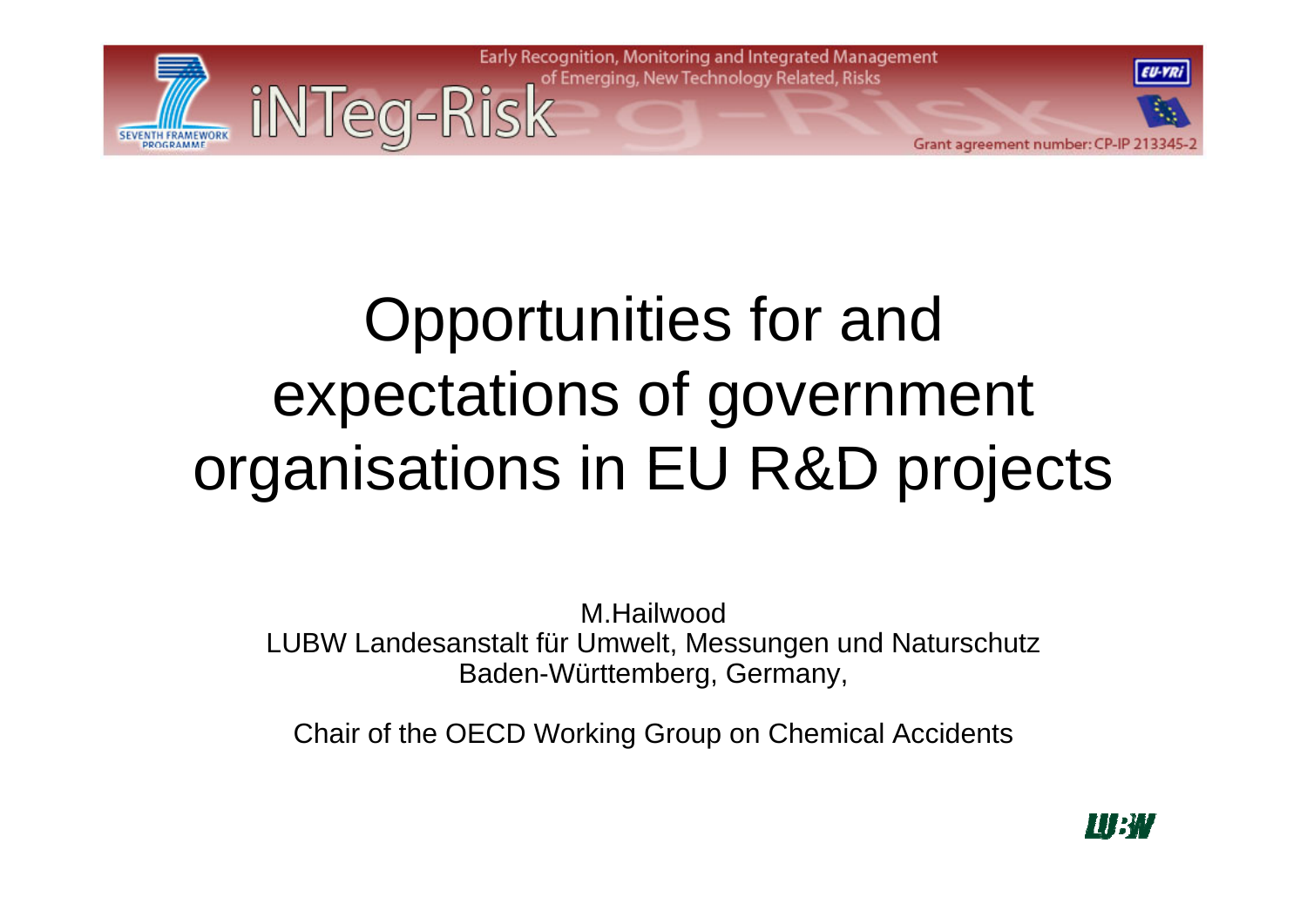# Opportunities for and expectations of government organisations in EU R&D projects

M.Hailwood
LUBW Landesanstalt für Umwelt, Messungen und Naturschutz
Baden-Württemberg, Germany,

Chair of the OECD Working Group on Chemical Accidents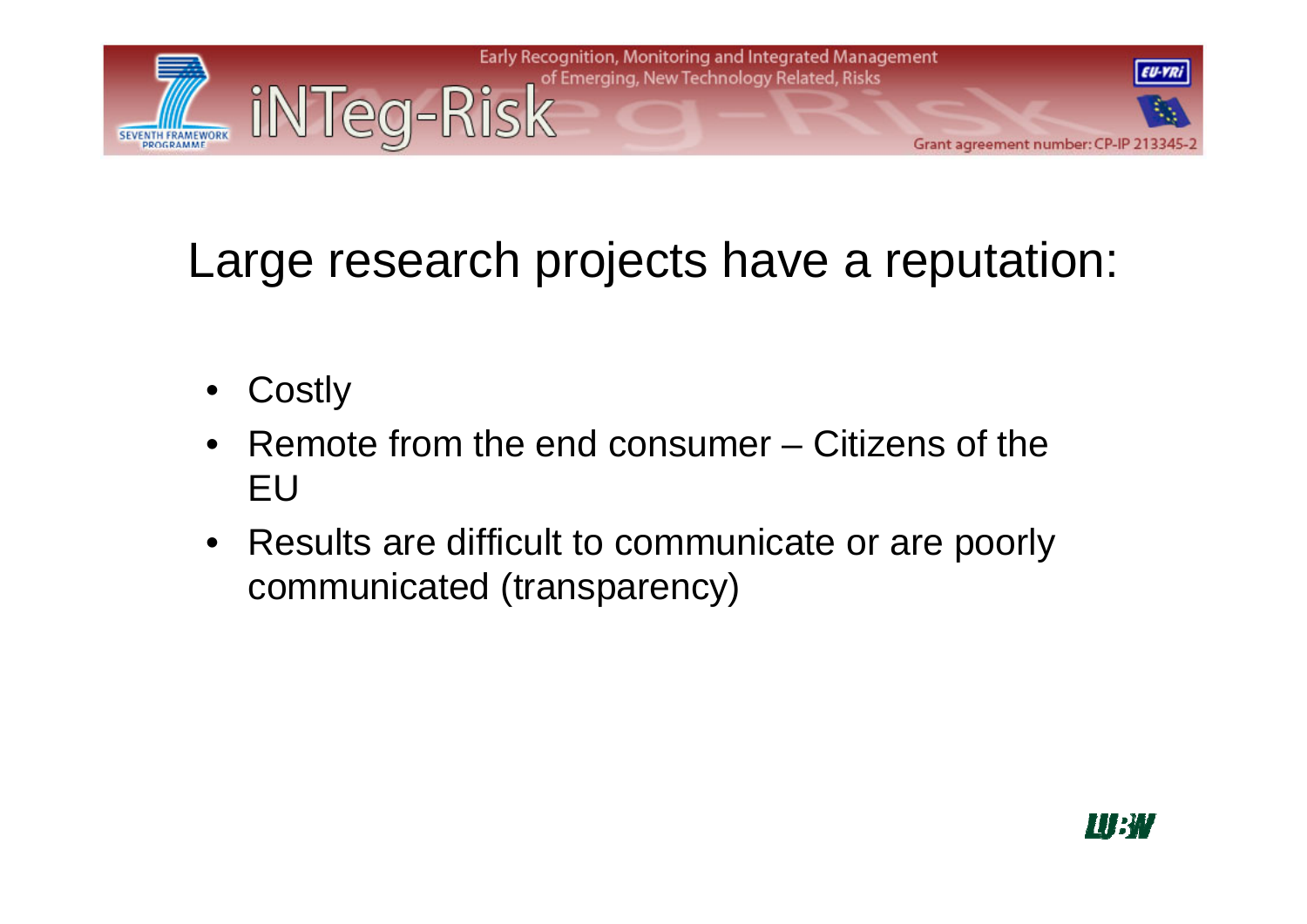# Large research projects have a reputation:

- Costly
- Remote from the end consumer – Citizens of the EU
- Results are difficult to communicate or are poorly communicated (transparency)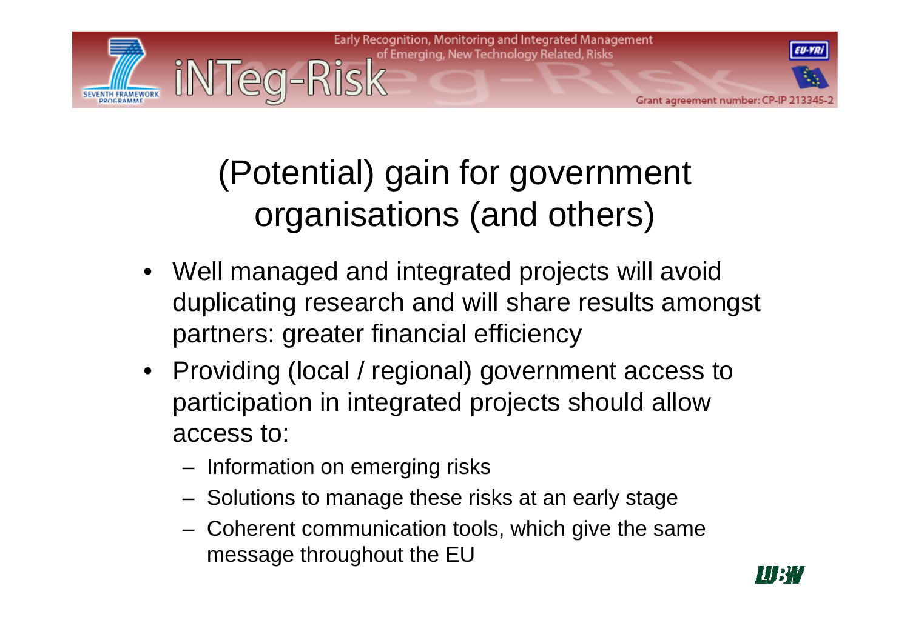# (Potential) gain for government organisations (and others)

- Well managed and integrated projects will avoid duplicating research and will share results amongst partners: greater financial efficiency
- Providing (local / regional) government access to participation in integrated projects should allow access to:
  - Information on emerging risks
  - Solutions to manage these risks at an early stage
  - Coherent communication tools, which give the same message throughout the EU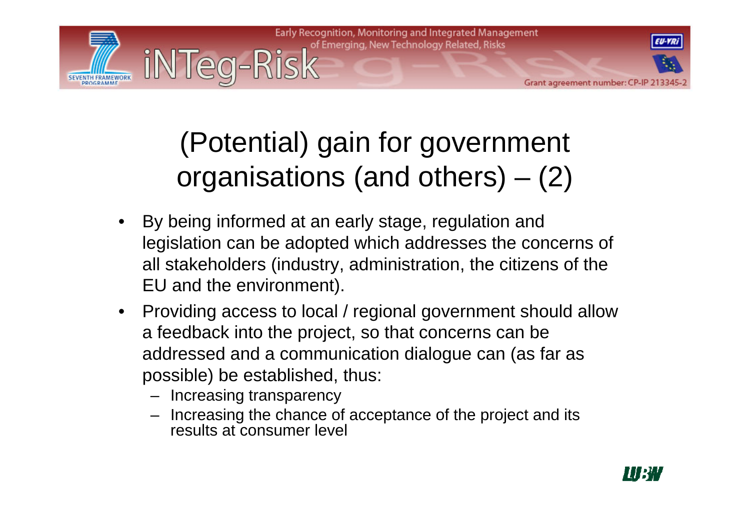# (Potential) gain for government organisations (and others) – (2)

- By being informed at an early stage, regulation and legislation can be adopted which addresses the concerns of all stakeholders (industry, administration, the citizens of the EU and the environment).
- Providing access to local / regional government should allow a feedback into the project, so that concerns can be addressed and a communication dialogue can (as far as possible) be established, thus:
  - Increasing transparency
  - Increasing the chance of acceptance of the project and its results at consumer level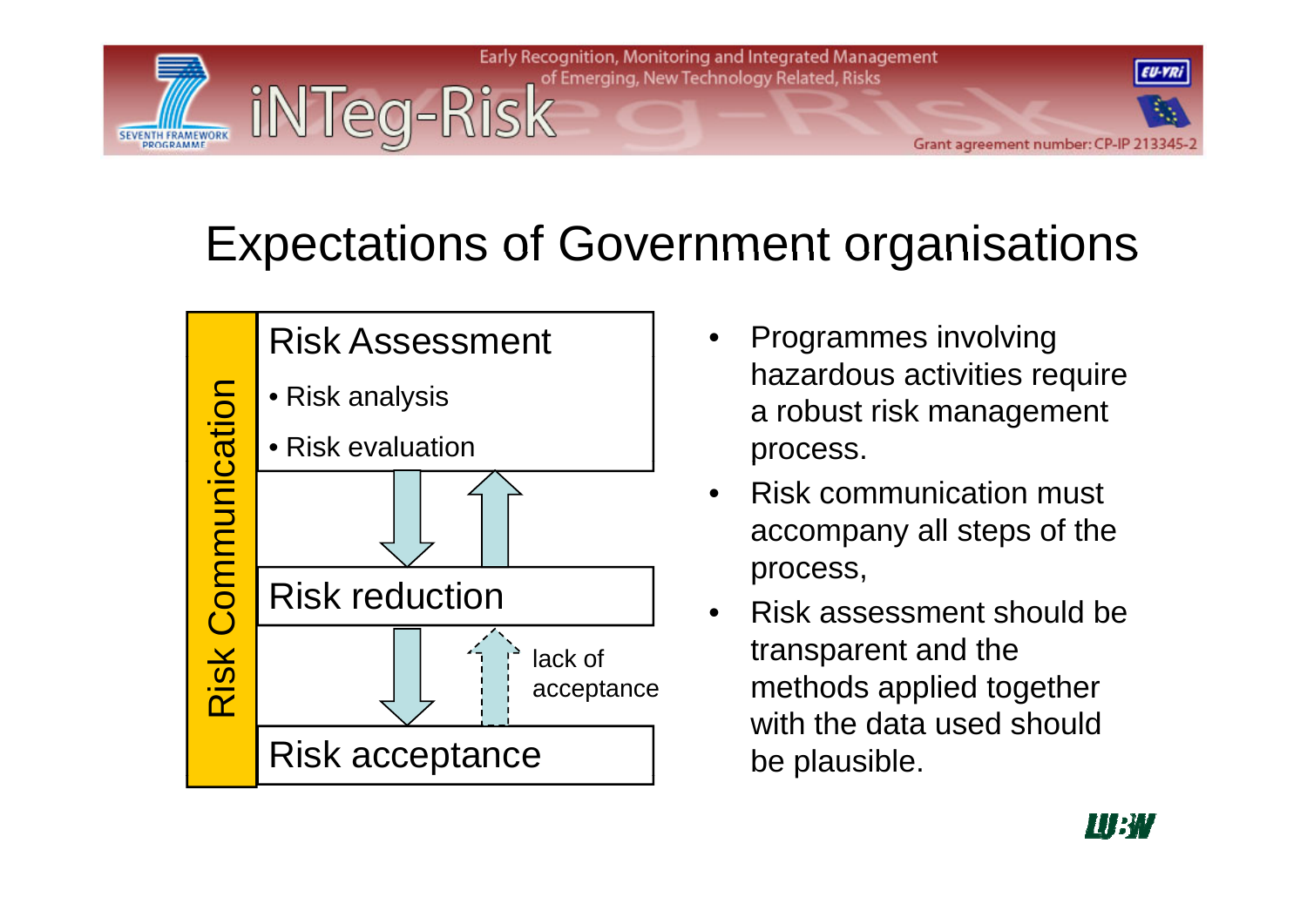# Expectations of Government organisations

Risk Communication

**Risk Assessment**

- Risk analysis
- Risk evaluation

**Risk reduction**

lack of acceptance

**Risk acceptance**

- Programmes involving hazardous activities require a robust risk management process.
- Risk communication must accompany all steps of the process,
- Risk assessment should be transparent and the methods applied together with the data used should be plausible.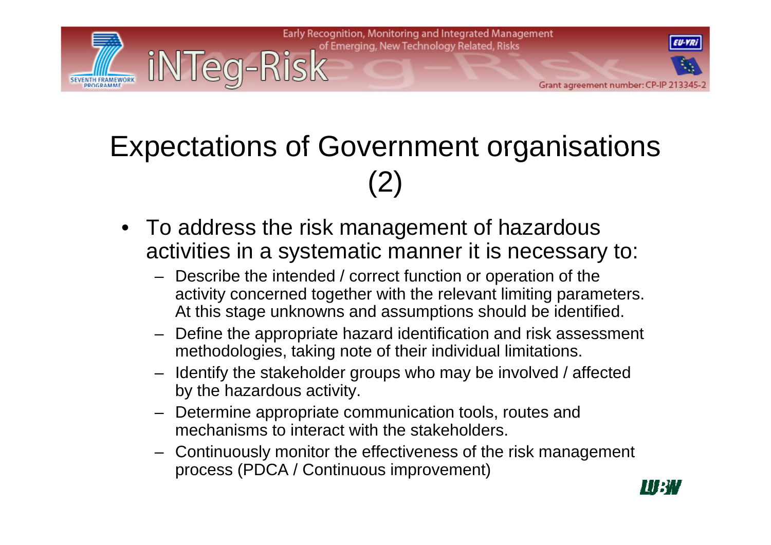# Expectations of Government organisations (2)

- To address the risk management of hazardous activities in a systematic manner it is necessary to:
  - Describe the intended / correct function or operation of the activity concerned together with the relevant limiting parameters. At this stage unknowns and assumptions should be identified.
  - Define the appropriate hazard identification and risk assessment methodologies, taking note of their individual limitations.
  - Identify the stakeholder groups who may be involved / affected by the hazardous activity.
  - Determine appropriate communication tools, routes and mechanisms to interact with the stakeholders.
  - Continuously monitor the effectiveness of the risk management process (PDCA / Continuous improvement)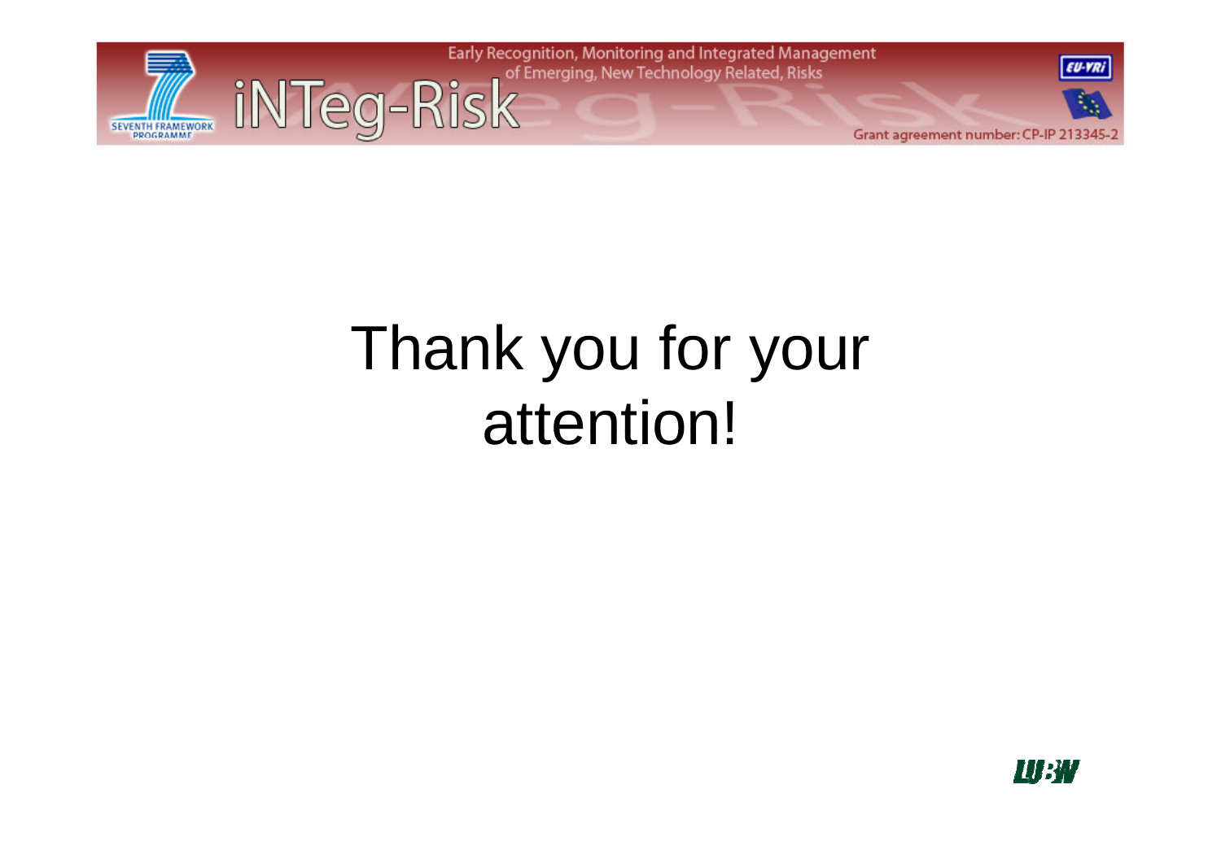# Thank you for your attention!